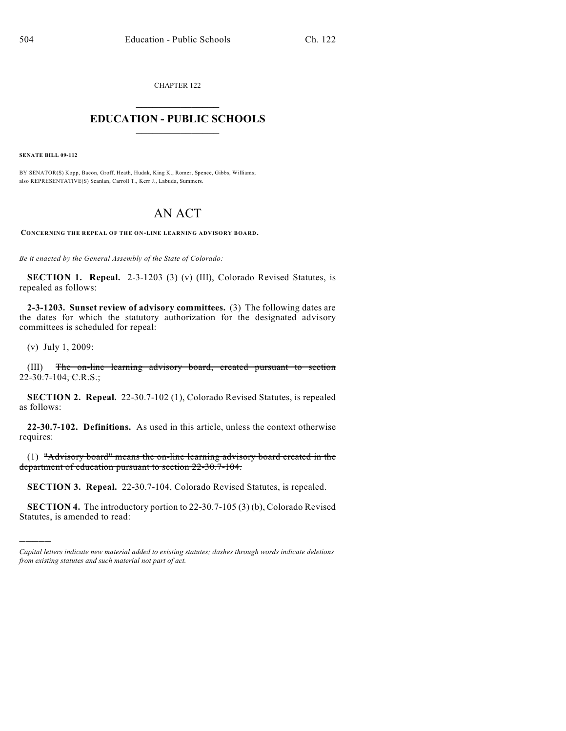CHAPTER 122

# EDUCATION - PUBLIC SCHOOLS

**SENATE BILL 09-112**

BY SENATOR(S) Kopp, Bacon, Groff, Heath, Hudak, King K., Romer, Spence, Gibbs, Williams;
also REPRESENTATIVE(S) Scanlan, Carroll T., Kerr J., Labuda, Summers.

# AN ACT

**CONCERNING THE REPEAL OF THE ON-LINE LEARNING ADVISORY BOARD.**

*Be it enacted by the General Assembly of the State of Colorado:*

**SECTION 1. Repeal.** 2-3-1203 (3) (v) (III), Colorado Revised Statutes, is repealed as follows:

**2-3-1203. Sunset review of advisory committees.** (3) The following dates are the dates for which the statutory authorization for the designated advisory committees is scheduled for repeal:

(v) July 1, 2009:

(III) ~~The on-line learning advisory board, created pursuant to section 22-30.7-104, C.R.S.;~~

**SECTION 2. Repeal.** 22-30.7-102 (1), Colorado Revised Statutes, is repealed as follows:

**22-30.7-102. Definitions.** As used in this article, unless the context otherwise requires:

(1) ~~"Advisory board" means the on-line learning advisory board created in the department of education pursuant to section 22-30.7-104.~~

**SECTION 3. Repeal.** 22-30.7-104, Colorado Revised Statutes, is repealed.

**SECTION 4.** The introductory portion to 22-30.7-105 (3) (b), Colorado Revised Statutes, is amended to read:

---

*Capital letters indicate new material added to existing statutes; dashes through words indicate deletions from existing statutes and such material not part of act.*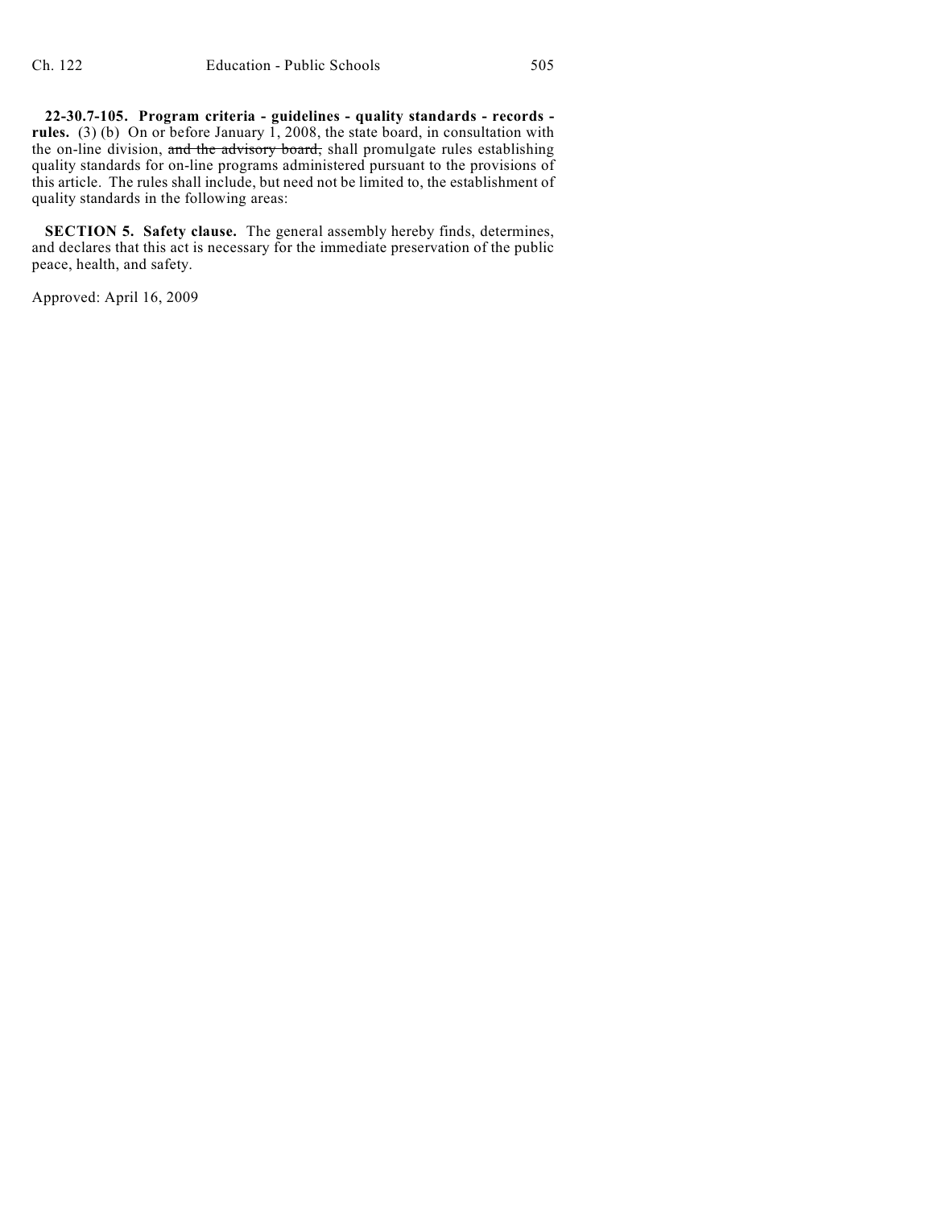**22-30.7-105. Program criteria - guidelines - quality standards - records - rules.** (3) (b) On or before January 1, 2008, the state board, in consultation with the on-line division, ~~and the advisory board,~~ shall promulgate rules establishing quality standards for on-line programs administered pursuant to the provisions of this article. The rules shall include, but need not be limited to, the establishment of quality standards in the following areas:

**SECTION 5. Safety clause.** The general assembly hereby finds, determines, and declares that this act is necessary for the immediate preservation of the public peace, health, and safety.

Approved: April 16, 2009